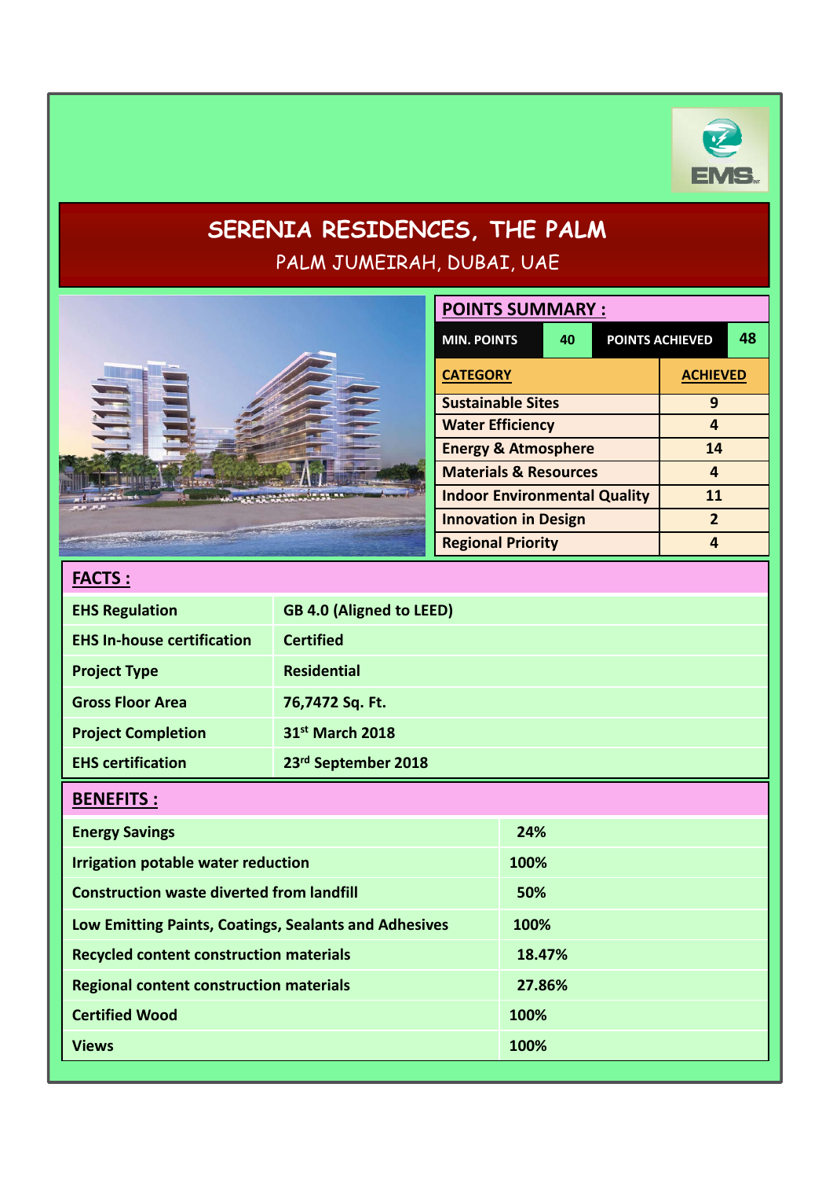# SERENIA RESIDENCES, THE PALM

## PALM JUMEIRAH, DUBAI, UAE

## POINTS SUMMARY :

| MIN. POINTS | 40 | POINTS ACHIEVED | 48 |
|---|---|---|---|

| CATEGORY | ACHIEVED |
|---|---|
| Sustainable Sites | 9 |
| Water Efficiency | 4 |
| Energy & Atmosphere | 14 |
| Materials & Resources | 4 |
| Indoor Environmental Quality | 11 |
| Innovation in Design | 2 |
| Regional Priority | 4 |

## FACTS :

| | |
|---|---|
| **EHS Regulation** | **GB 4.0 (Aligned to LEED)** |
| **EHS In-house certification** | **Certified** |
| **Project Type** | **Residential** |
| **Gross Floor Area** | **76,7472 Sq. Ft.** |
| **Project Completion** | **31st March 2018** |
| **EHS certification** | **23rd September 2018** |

## BENEFITS :

| | |
|---|---|
| **Energy Savings** | **24%** |
| **Irrigation potable water reduction** | **100%** |
| **Construction waste diverted from landfill** | **50%** |
| **Low Emitting Paints, Coatings, Sealants and Adhesives** | **100%** |
| **Recycled content construction materials** | **18.47%** |
| **Regional content construction materials** | **27.86%** |
| **Certified Wood** | **100%** |
| **Views** | **100%** |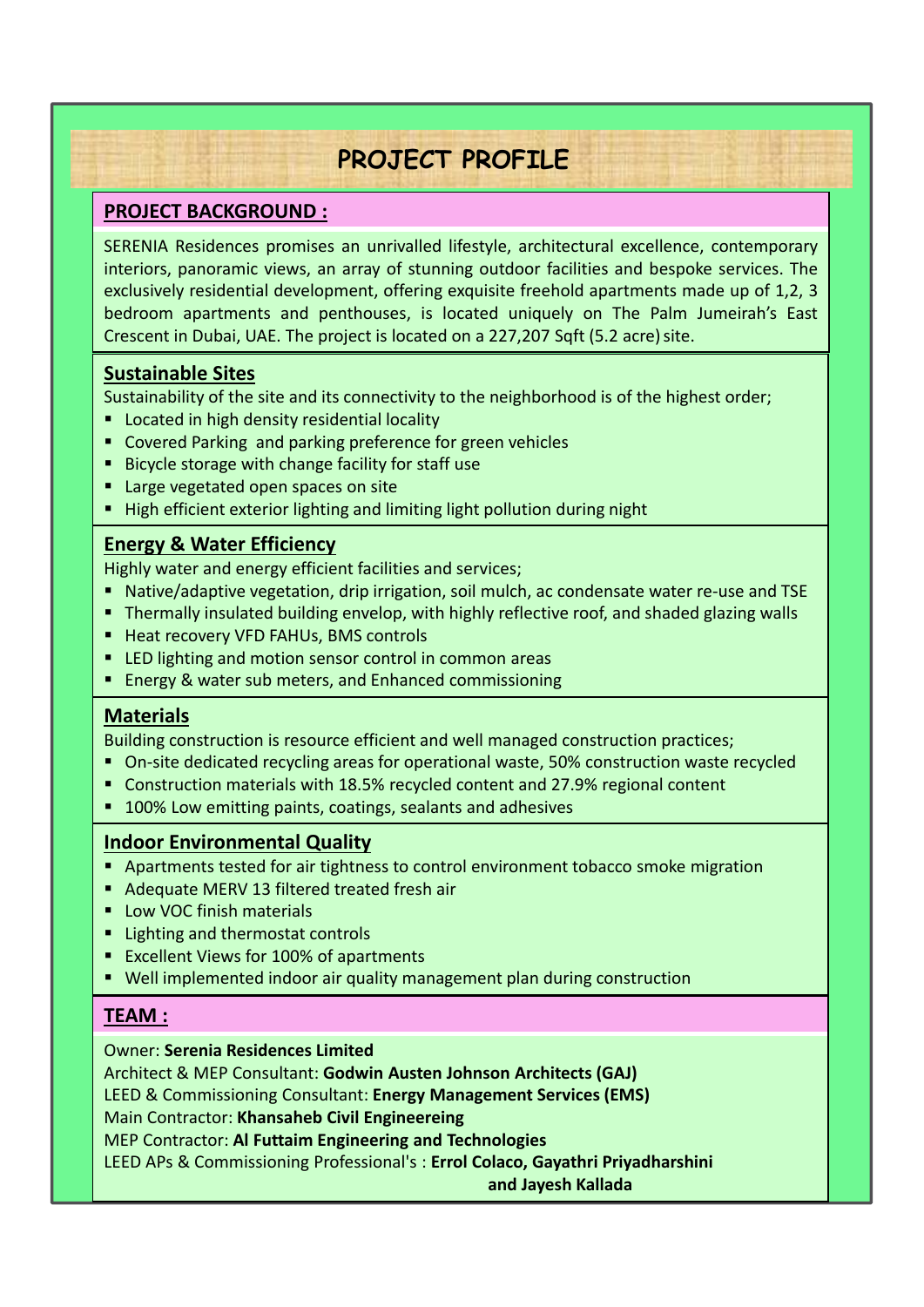# PROJECT PROFILE

## PROJECT BACKGROUND :

SERENIA Residences promises an unrivalled lifestyle, architectural excellence, contemporary interiors, panoramic views, an array of stunning outdoor facilities and bespoke services. The exclusively residential development, offering exquisite freehold apartments made up of 1,2, 3 bedroom apartments and penthouses, is located uniquely on The Palm Jumeirah's East Crescent in Dubai, UAE. The project is located on a 227,207 Sqft (5.2 acre) site.

### Sustainable Sites

Sustainability of the site and its connectivity to the neighborhood is of the highest order;

- Located in high density residential locality
- Covered Parking and parking preference for green vehicles
- Bicycle storage with change facility for staff use
- Large vegetated open spaces on site
- High efficient exterior lighting and limiting light pollution during night

### Energy & Water Efficiency

Highly water and energy efficient facilities and services;

- Native/adaptive vegetation, drip irrigation, soil mulch, ac condensate water re-use and TSE
- Thermally insulated building envelop, with highly reflective roof, and shaded glazing walls
- Heat recovery VFD FAHUs, BMS controls
- LED lighting and motion sensor control in common areas
- Energy & water sub meters, and Enhanced commissioning

### Materials

Building construction is resource efficient and well managed construction practices;

- On-site dedicated recycling areas for operational waste, 50% construction waste recycled
- Construction materials with 18.5% recycled content and 27.9% regional content
- 100% Low emitting paints, coatings, sealants and adhesives

### Indoor Environmental Quality

- Apartments tested for air tightness to control environment tobacco smoke migration
- Adequate MERV 13 filtered treated fresh air
- Low VOC finish materials
- Lighting and thermostat controls
- Excellent Views for 100% of apartments
- Well implemented indoor air quality management plan during construction

## TEAM :

Owner: **Serenia Residences Limited**
Architect & MEP Consultant: **Godwin Austen Johnson Architects (GAJ)**
LEED & Commissioning Consultant: **Energy Management Services (EMS)**
Main Contractor: **Khansaheb Civil Engineereing**
MEP Contractor: **Al Futtaim Engineering and Technologies**
LEED APs & Commissioning Professional's : **Errol Colaco, Gayathri Priyadharshini and Jayesh Kallada**